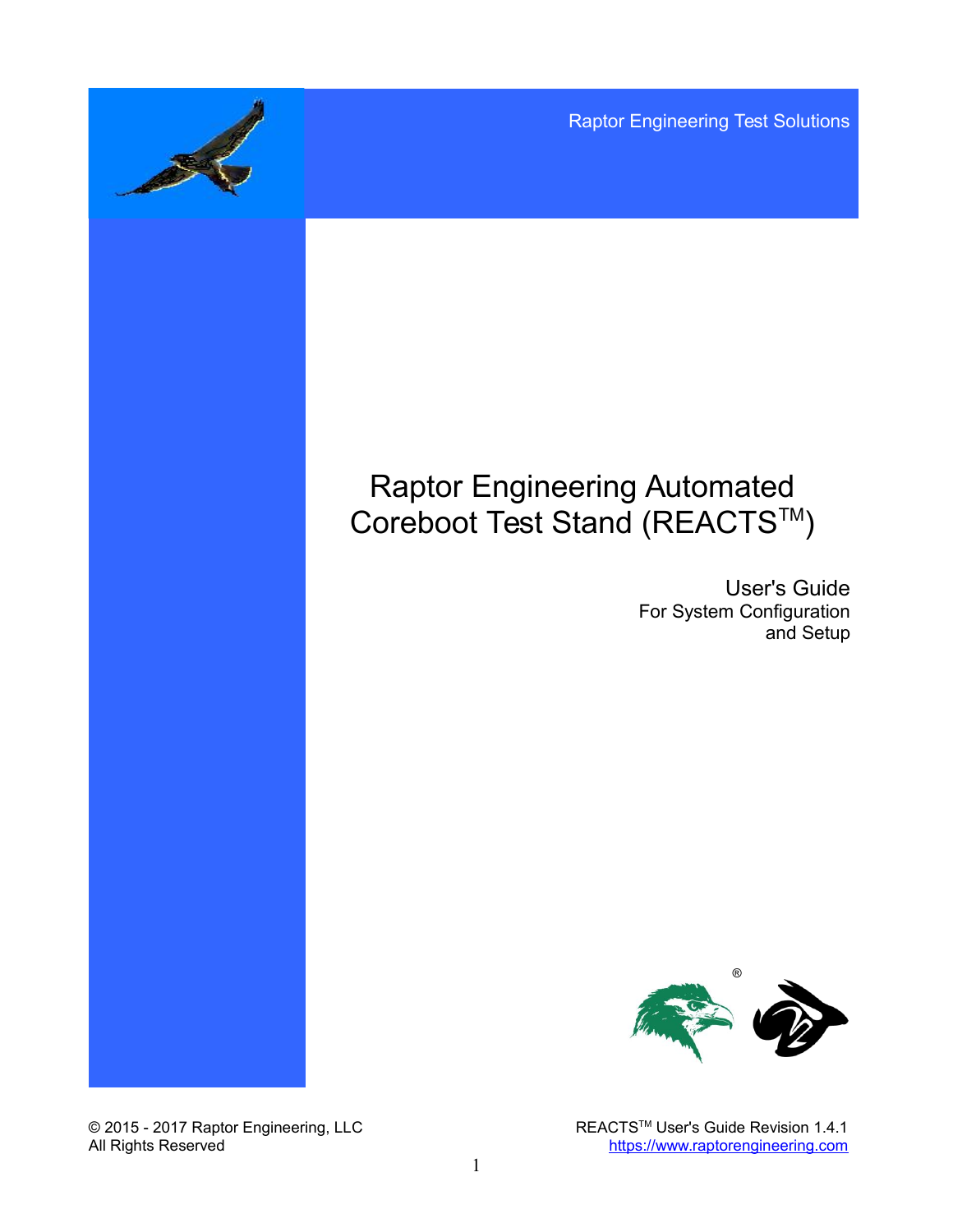Raptor Engineering Test Solutions

# Raptor Engineering Automated Coreboot Test Stand (REACTS$^{TM}$)

## User's Guide

For System Configuration and Setup

© 2015 - 2017 Raptor Engineering, LLC
All Rights Reserved

REACTS$^{TM}$ User's Guide Revision 1.4.1
https://www.raptorengineering.com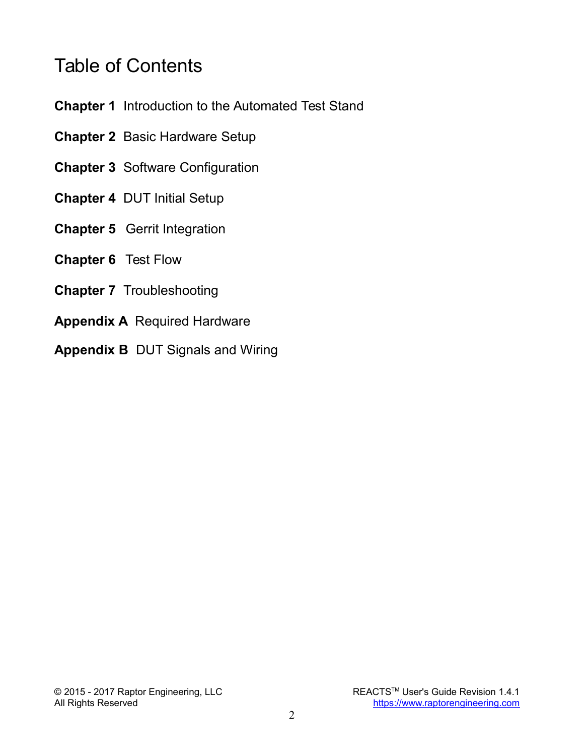# Table of Contents

**Chapter 1** Introduction to the Automated Test Stand

**Chapter 2** Basic Hardware Setup

**Chapter 3** Software Configuration

**Chapter 4** DUT Initial Setup

**Chapter 5** Gerrit Integration

**Chapter 6** Test Flow

**Chapter 7** Troubleshooting

**Appendix A** Required Hardware

**Appendix B** DUT Signals and Wiring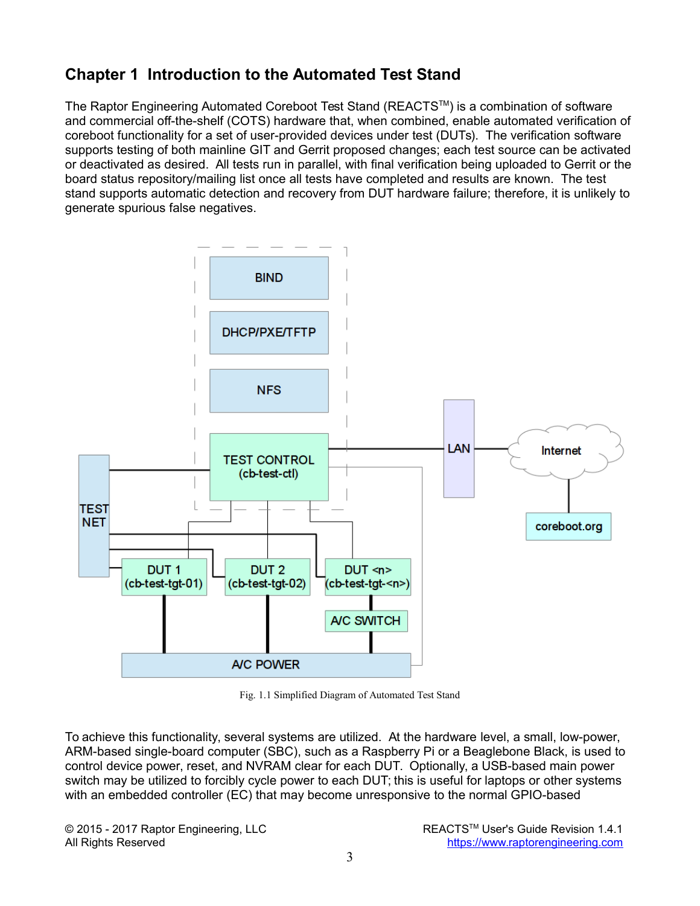# Chapter 1  Introduction to the Automated Test Stand

The Raptor Engineering Automated Coreboot Test Stand (REACTS™) is a combination of software and commercial off-the-shelf (COTS) hardware that, when combined, enable automated verification of coreboot functionality for a set of user-provided devices under test (DUTs). The verification software supports testing of both mainline GIT and Gerrit proposed changes; each test source can be activated or deactivated as desired. All tests run in parallel, with final verification being uploaded to Gerrit or the board status repository/mailing list once all tests have completed and results are known. The test stand supports automatic detection and recovery from DUT hardware failure; therefore, it is unlikely to generate spurious false negatives.

Fig. 1.1 Simplified Diagram of Automated Test Stand

To achieve this functionality, several systems are utilized. At the hardware level, a small, low-power, ARM-based single-board computer (SBC), such as a Raspberry Pi or a Beaglebone Black, is used to control device power, reset, and NVRAM clear for each DUT. Optionally, a USB-based main power switch may be utilized to forcibly cycle power to each DUT; this is useful for laptops or other systems with an embedded controller (EC) that may become unresponsive to the normal GPIO-based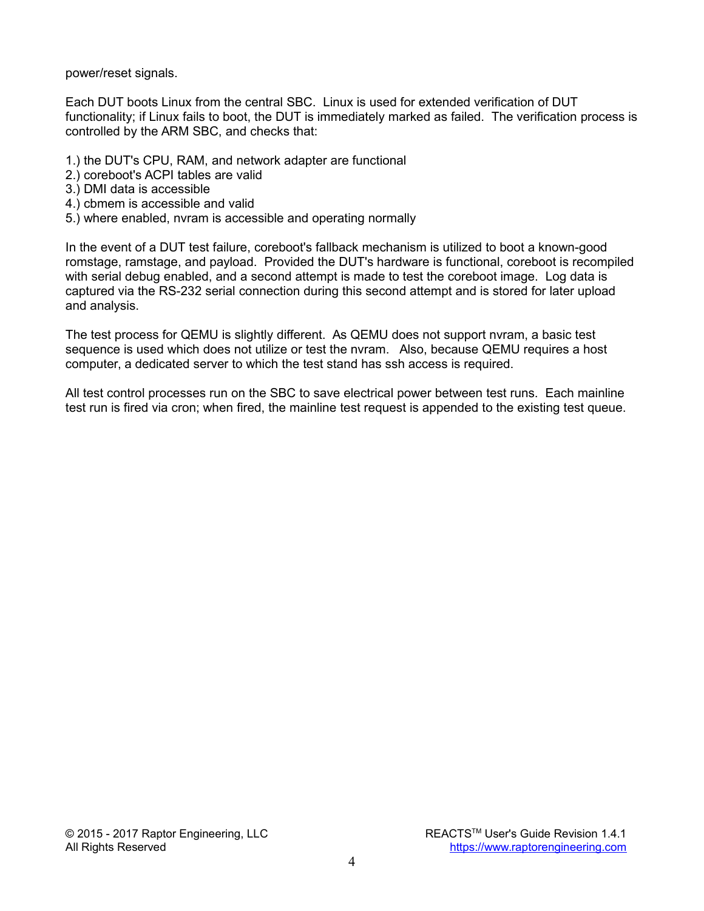power/reset signals.

Each DUT boots Linux from the central SBC. Linux is used for extended verification of DUT functionality; if Linux fails to boot, the DUT is immediately marked as failed. The verification process is controlled by the ARM SBC, and checks that:

1.) the DUT's CPU, RAM, and network adapter are functional
2.) coreboot's ACPI tables are valid
3.) DMI data is accessible
4.) cbmem is accessible and valid
5.) where enabled, nvram is accessible and operating normally

In the event of a DUT test failure, coreboot's fallback mechanism is utilized to boot a known-good romstage, ramstage, and payload. Provided the DUT's hardware is functional, coreboot is recompiled with serial debug enabled, and a second attempt is made to test the coreboot image. Log data is captured via the RS-232 serial connection during this second attempt and is stored for later upload and analysis.

The test process for QEMU is slightly different. As QEMU does not support nvram, a basic test sequence is used which does not utilize or test the nvram. Also, because QEMU requires a host computer, a dedicated server to which the test stand has ssh access is required.

All test control processes run on the SBC to save electrical power between test runs. Each mainline test run is fired via cron; when fired, the mainline test request is appended to the existing test queue.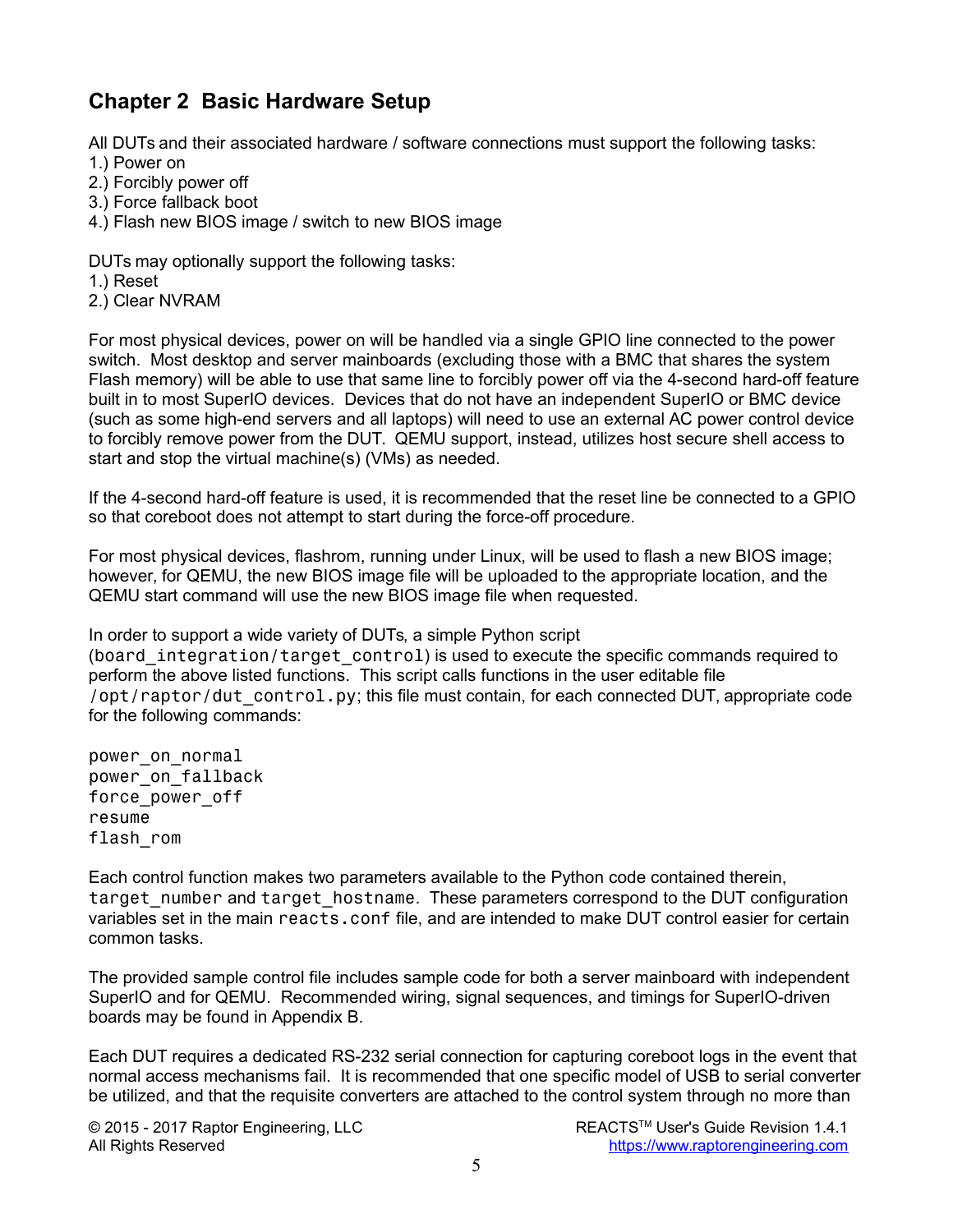## Chapter 2 Basic Hardware Setup

All DUTs and their associated hardware / software connections must support the following tasks:
1.) Power on
2.) Forcibly power off
3.) Force fallback boot
4.) Flash new BIOS image / switch to new BIOS image

DUTs may optionally support the following tasks:
1.) Reset
2.) Clear NVRAM

For most physical devices, power on will be handled via a single GPIO line connected to the power switch. Most desktop and server mainboards (excluding those with a BMC that shares the system Flash memory) will be able to use that same line to forcibly power off via the 4-second hard-off feature built in to most SuperIO devices. Devices that do not have an independent SuperIO or BMC device (such as some high-end servers and all laptops) will need to use an external AC power control device to forcibly remove power from the DUT. QEMU support, instead, utilizes host secure shell access to start and stop the virtual machine(s) (VMs) as needed.

If the 4-second hard-off feature is used, it is recommended that the reset line be connected to a GPIO so that coreboot does not attempt to start during the force-off procedure.

For most physical devices, flashrom, running under Linux, will be used to flash a new BIOS image; however, for QEMU, the new BIOS image file will be uploaded to the appropriate location, and the QEMU start command will use the new BIOS image file when requested.

In order to support a wide variety of DUTs, a simple Python script (`board_integration/target_control`) is used to execute the specific commands required to perform the above listed functions. This script calls functions in the user editable file `/opt/raptor/dut_control.py`; this file must contain, for each connected DUT, appropriate code for the following commands:

```
power_on_normal
power_on_fallback
force_power_off
resume
flash_rom
```

Each control function makes two parameters available to the Python code contained therein, `target_number` and `target_hostname`. These parameters correspond to the DUT configuration variables set in the main `reacts.conf` file, and are intended to make DUT control easier for certain common tasks.

The provided sample control file includes sample code for both a server mainboard with independent SuperIO and for QEMU. Recommended wiring, signal sequences, and timings for SuperIO-driven boards may be found in Appendix B.

Each DUT requires a dedicated RS-232 serial connection for capturing coreboot logs in the event that normal access mechanisms fail. It is recommended that one specific model of USB to serial converter be utilized, and that the requisite converters are attached to the control system through no more than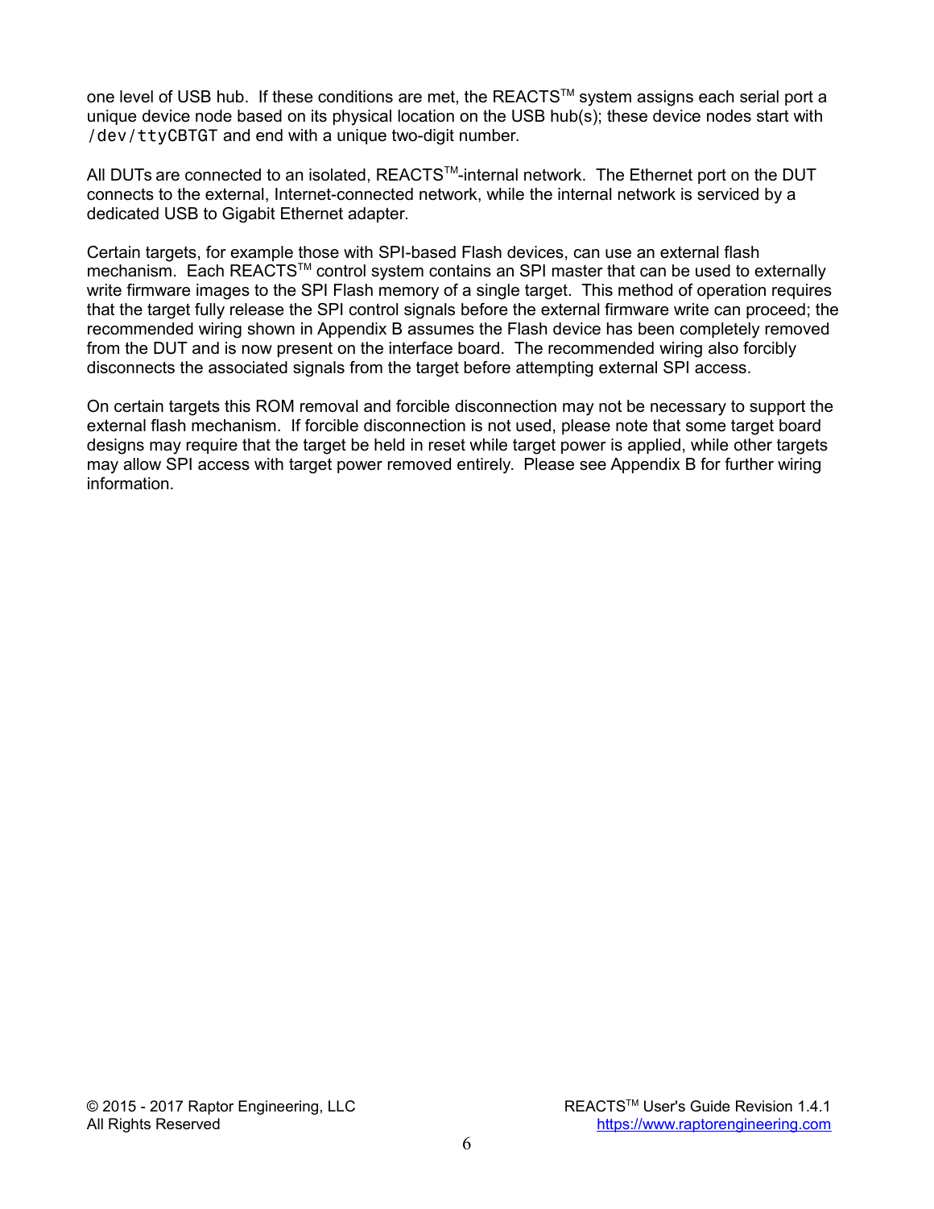one level of USB hub. If these conditions are met, the REACTS™ system assigns each serial port a unique device node based on its physical location on the USB hub(s); these device nodes start with `/dev/ttyCBTGT` and end with a unique two-digit number.

All DUTs are connected to an isolated, REACTS™-internal network. The Ethernet port on the DUT connects to the external, Internet-connected network, while the internal network is serviced by a dedicated USB to Gigabit Ethernet adapter.

Certain targets, for example those with SPI-based Flash devices, can use an external flash mechanism. Each REACTS™ control system contains an SPI master that can be used to externally write firmware images to the SPI Flash memory of a single target. This method of operation requires that the target fully release the SPI control signals before the external firmware write can proceed; the recommended wiring shown in Appendix B assumes the Flash device has been completely removed from the DUT and is now present on the interface board. The recommended wiring also forcibly disconnects the associated signals from the target before attempting external SPI access.

On certain targets this ROM removal and forcible disconnection may not be necessary to support the external flash mechanism. If forcible disconnection is not used, please note that some target board designs may require that the target be held in reset while target power is applied, while other targets may allow SPI access with target power removed entirely. Please see Appendix B for further wiring information.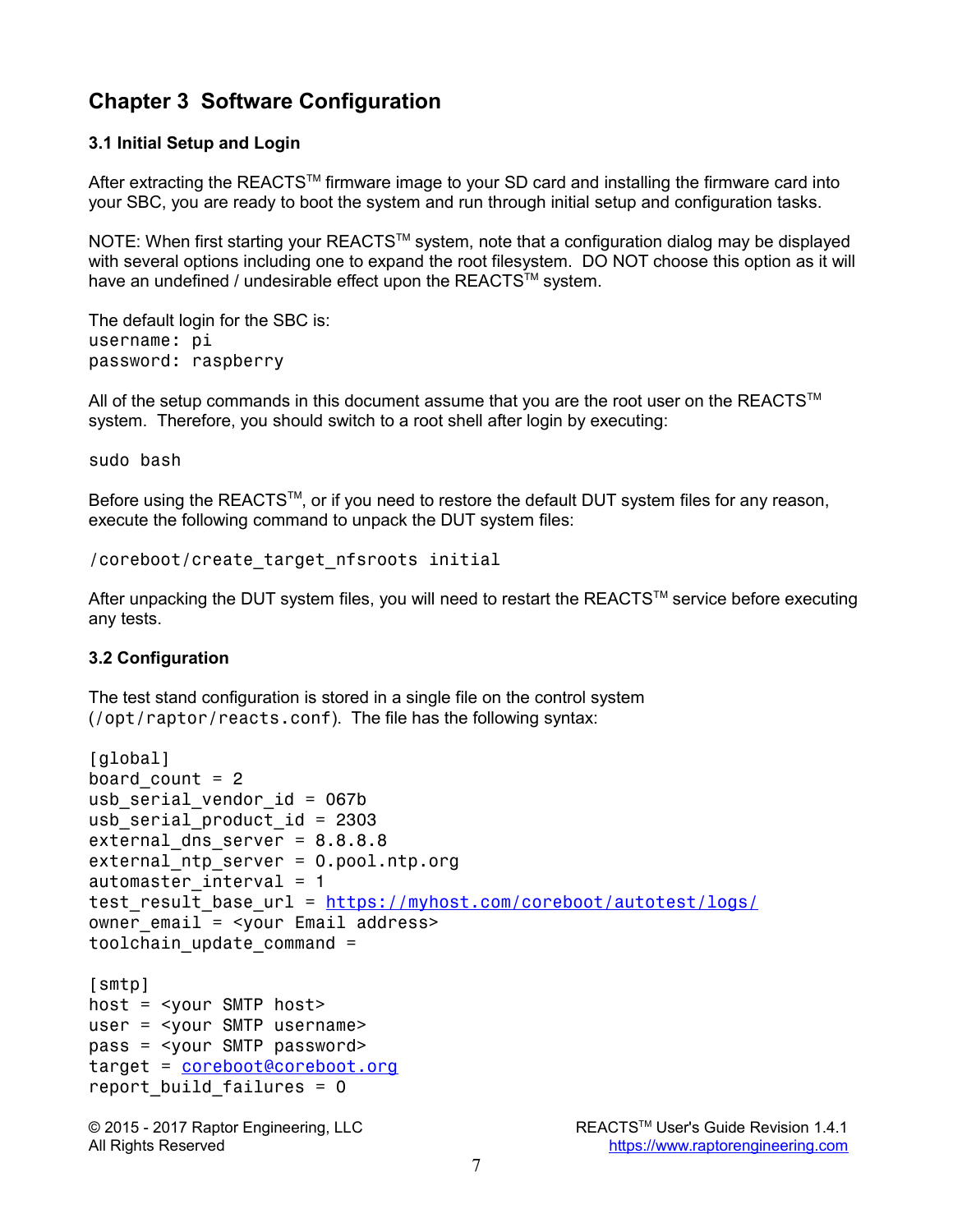# Chapter 3 Software Configuration

### 3.1 Initial Setup and Login

After extracting the REACTS™ firmware image to your SD card and installing the firmware card into your SBC, you are ready to boot the system and run through initial setup and configuration tasks.

NOTE: When first starting your REACTS™ system, note that a configuration dialog may be displayed with several options including one to expand the root filesystem. DO NOT choose this option as it will have an undefined / undesirable effect upon the REACTS™ system.

The default login for the SBC is:

```
username: pi
password: raspberry
```

All of the setup commands in this document assume that you are the root user on the REACTS™ system. Therefore, you should switch to a root shell after login by executing:

```
sudo bash
```

Before using the REACTS™, or if you need to restore the default DUT system files for any reason, execute the following command to unpack the DUT system files:

```
/coreboot/create_target_nfsroots initial
```

After unpacking the DUT system files, you will need to restart the REACTS™ service before executing any tests.

### 3.2 Configuration

The test stand configuration is stored in a single file on the control system (`/opt/raptor/reacts.conf`). The file has the following syntax:

```
[global]
board_count = 2
usb_serial_vendor_id = 067b
usb_serial_product_id = 2303
external_dns_server = 8.8.8.8
external_ntp_server = 0.pool.ntp.org
automaster_interval = 1
test_result_base_url = https://myhost.com/coreboot/autotest/logs/
owner_email = <your Email address>
toolchain_update_command =

[smtp]
host = <your SMTP host>
user = <your SMTP username>
pass = <your SMTP password>
target = coreboot@coreboot.org
report_build_failures = 0
```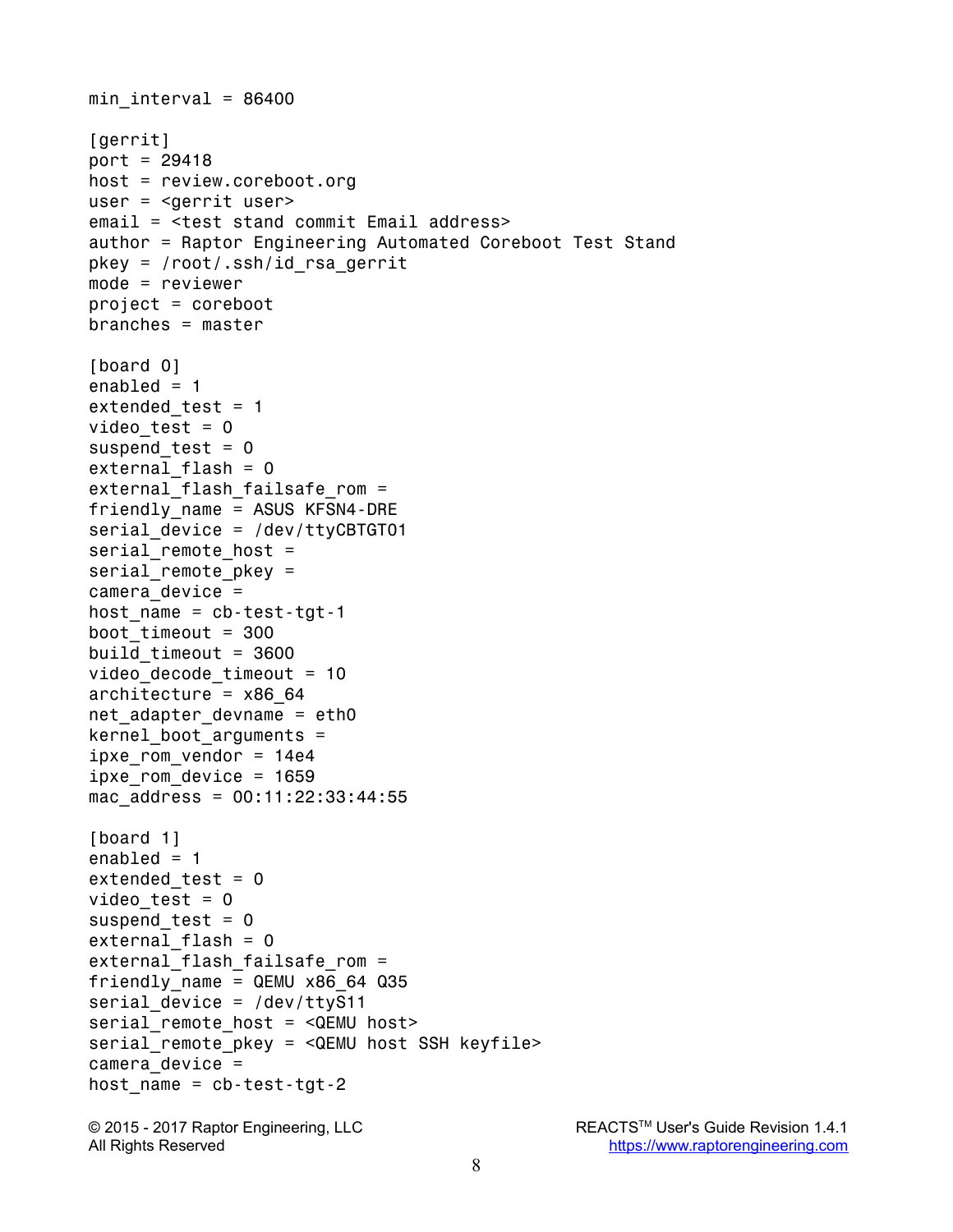```
min_interval = 86400

[gerrit]
port = 29418
host = review.coreboot.org
user = <gerrit user>
email = <test stand commit Email address>
author = Raptor Engineering Automated Coreboot Test Stand
pkey = /root/.ssh/id_rsa_gerrit
mode = reviewer
project = coreboot
branches = master

[board 0]
enabled = 1
extended_test = 1
video_test = 0
suspend_test = 0
external_flash = 0
external_flash_failsafe_rom =
friendly_name = ASUS KFSN4-DRE
serial_device = /dev/ttyCBTGT01
serial_remote_host =
serial_remote_pkey =
camera_device =
host_name = cb-test-tgt-1
boot_timeout = 300
build_timeout = 3600
video_decode_timeout = 10
architecture = x86_64
net_adapter_devname = eth0
kernel_boot_arguments =
ipxe_rom_vendor = 14e4
ipxe_rom_device = 1659
mac_address = 00:11:22:33:44:55

[board 1]
enabled = 1
extended_test = 0
video_test = 0
suspend_test = 0
external_flash = 0
external_flash_failsafe_rom =
friendly_name = QEMU x86_64 Q35
serial_device = /dev/ttyS11
serial_remote_host = <QEMU host>
serial_remote_pkey = <QEMU host SSH keyfile>
camera_device =
host_name = cb-test-tgt-2
```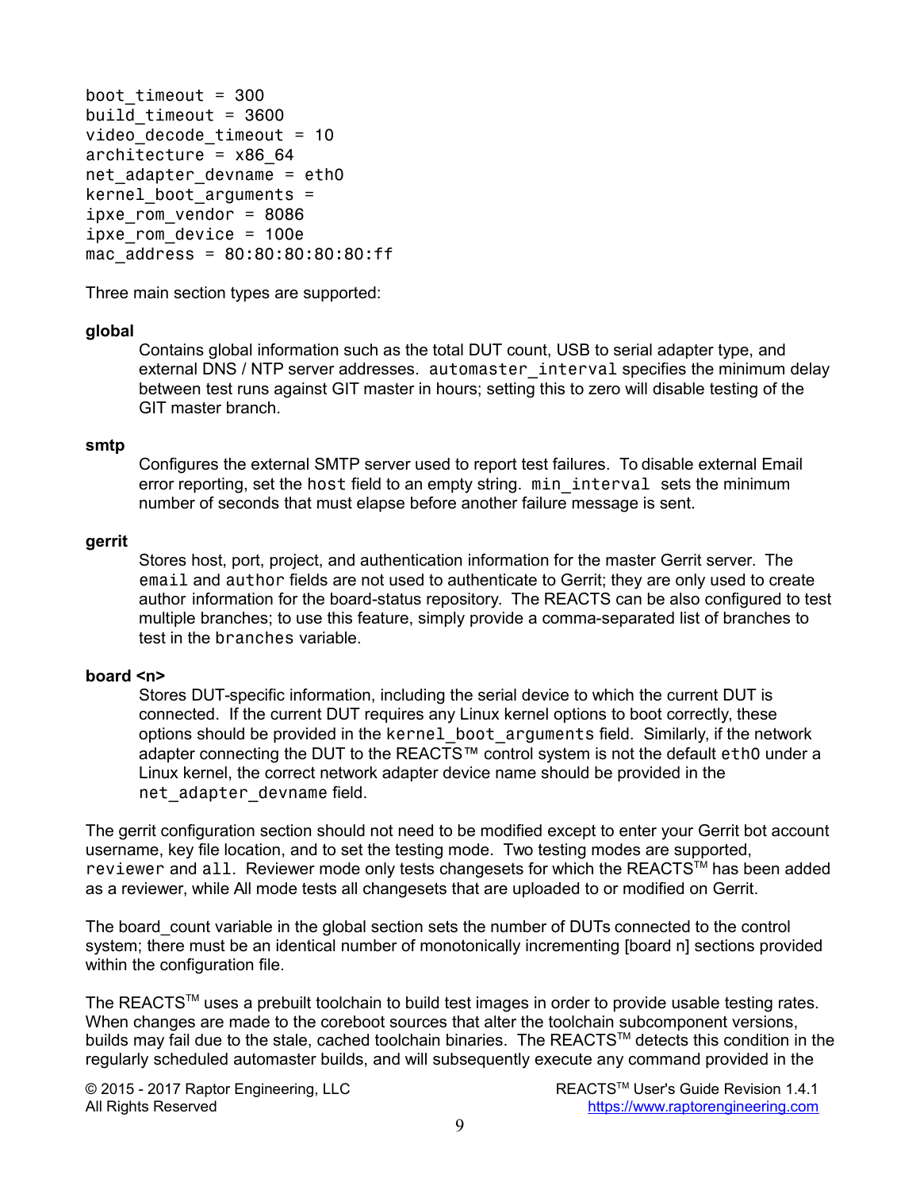```
boot_timeout = 300
build_timeout = 3600
video_decode_timeout = 10
architecture = x86_64
net_adapter_devname = eth0
kernel_boot_arguments =
ipxe_rom_vendor = 8086
ipxe_rom_device = 100e
mac_address = 80:80:80:80:80:ff
```

Three main section types are supported:

**global**

Contains global information such as the total DUT count, USB to serial adapter type, and external DNS / NTP server addresses. `automaster_interval` specifies the minimum delay between test runs against GIT master in hours; setting this to zero will disable testing of the GIT master branch.

**smtp**

Configures the external SMTP server used to report test failures. To disable external Email error reporting, set the `host` field to an empty string. `min_interval` sets the minimum number of seconds that must elapse before another failure message is sent.

**gerrit**

Stores host, port, project, and authentication information for the master Gerrit server. The `email` and `author` fields are not used to authenticate to Gerrit; they are only used to create author information for the board-status repository. The REACTS can be also configured to test multiple branches; to use this feature, simply provide a comma-separated list of branches to test in the `branches` variable.

**board <n>**

Stores DUT-specific information, including the serial device to which the current DUT is connected. If the current DUT requires any Linux kernel options to boot correctly, these options should be provided in the `kernel_boot_arguments` field. Similarly, if the network adapter connecting the DUT to the REACTS™ control system is not the default `eth0` under a Linux kernel, the correct network adapter device name should be provided in the `net_adapter_devname` field.

The gerrit configuration section should not need to be modified except to enter your Gerrit bot account username, key file location, and to set the testing mode. Two testing modes are supported, `reviewer` and `all`. Reviewer mode only tests changesets for which the REACTS™ has been added as a reviewer, while All mode tests all changesets that are uploaded to or modified on Gerrit.

The board_count variable in the global section sets the number of DUTs connected to the control system; there must be an identical number of monotonically incrementing [board n] sections provided within the configuration file.

The REACTS™ uses a prebuilt toolchain to build test images in order to provide usable testing rates. When changes are made to the coreboot sources that alter the toolchain subcomponent versions, builds may fail due to the stale, cached toolchain binaries. The REACTS™ detects this condition in the regularly scheduled automaster builds, and will subsequently execute any command provided in the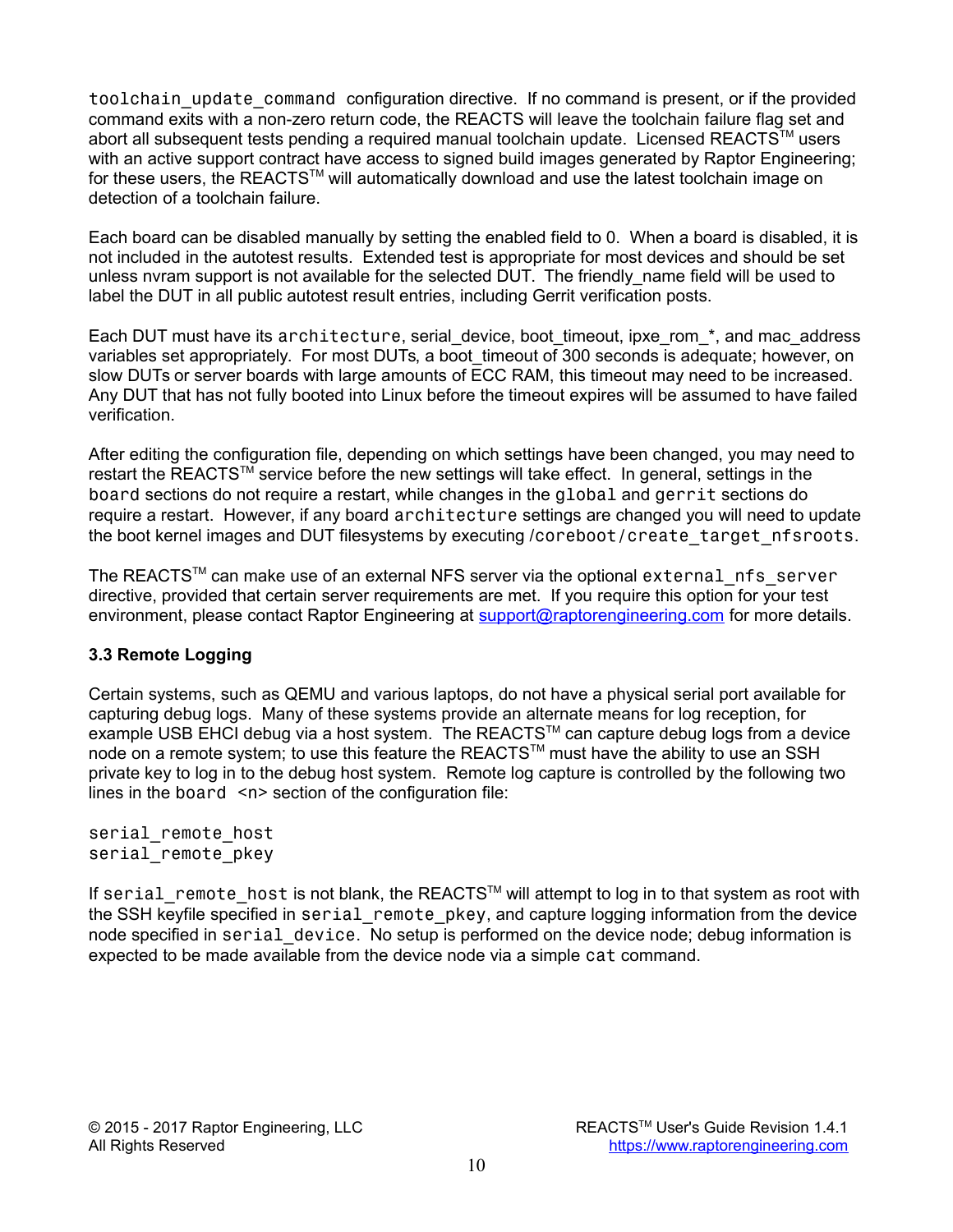`toolchain_update_command` configuration directive. If no command is present, or if the provided command exits with a non-zero return code, the REACTS will leave the toolchain failure flag set and abort all subsequent tests pending a required manual toolchain update. Licensed REACTS™ users with an active support contract have access to signed build images generated by Raptor Engineering; for these users, the REACTS™ will automatically download and use the latest toolchain image on detection of a toolchain failure.

Each board can be disabled manually by setting the enabled field to 0. When a board is disabled, it is not included in the autotest results. Extended test is appropriate for most devices and should be set unless nvram support is not available for the selected DUT. The friendly_name field will be used to label the DUT in all public autotest result entries, including Gerrit verification posts.

Each DUT must have its `architecture`, serial_device, boot_timeout, ipxe_rom_*, and mac_address variables set appropriately. For most DUTs, a boot_timeout of 300 seconds is adequate; however, on slow DUTs or server boards with large amounts of ECC RAM, this timeout may need to be increased. Any DUT that has not fully booted into Linux before the timeout expires will be assumed to have failed verification.

After editing the configuration file, depending on which settings have been changed, you may need to restart the REACTS™ service before the new settings will take effect. In general, settings in the `board` sections do not require a restart, while changes in the `global` and `gerrit` sections do require a restart. However, if any board `architecture` settings are changed you will need to update the boot kernel images and DUT filesystems by executing `/coreboot/create_target_nfsroots`.

The REACTS™ can make use of an external NFS server via the optional `external_nfs_server` directive, provided that certain server requirements are met. If you require this option for your test environment, please contact Raptor Engineering at support@raptorengineering.com for more details.

### 3.3 Remote Logging

Certain systems, such as QEMU and various laptops, do not have a physical serial port available for capturing debug logs. Many of these systems provide an alternate means for log reception, for example USB EHCI debug via a host system. The REACTS™ can capture debug logs from a device node on a remote system; to use this feature the REACTS™ must have the ability to use an SSH private key to log in to the debug host system. Remote log capture is controlled by the following two lines in the `board <n>` section of the configuration file:

```
serial_remote_host
serial_remote_pkey
```

If `serial_remote_host` is not blank, the REACTS™ will attempt to log in to that system as root with the SSH keyfile specified in `serial_remote_pkey`, and capture logging information from the device node specified in `serial_device`. No setup is performed on the device node; debug information is expected to be made available from the device node via a simple `cat` command.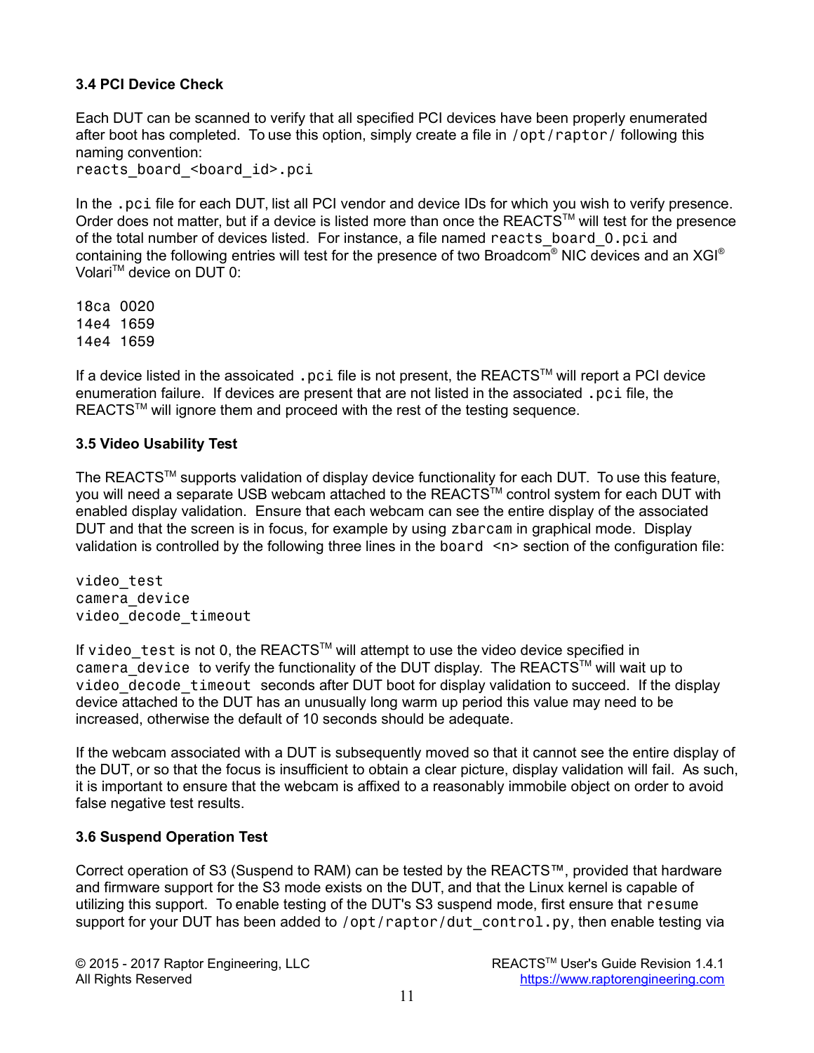### 3.4 PCI Device Check

Each DUT can be scanned to verify that all specified PCI devices have been properly enumerated after boot has completed. To use this option, simply create a file in `/opt/raptor/` following this naming convention:
`reacts_board_<board_id>.pci`

In the `.pci` file for each DUT, list all PCI vendor and device IDs for which you wish to verify presence. Order does not matter, but if a device is listed more than once the REACTS™ will test for the presence of the total number of devices listed. For instance, a file named `reacts_board_0.pci` and containing the following entries will test for the presence of two Broadcom® NIC devices and an XGI® Volari™ device on DUT 0:

```
18ca 0020
14e4 1659
14e4 1659
```

If a device listed in the assoicated `.pci` file is not present, the REACTS™ will report a PCI device enumeration failure. If devices are present that are not listed in the associated `.pci` file, the REACTS™ will ignore them and proceed with the rest of the testing sequence.

### 3.5 Video Usability Test

The REACTS™ supports validation of display device functionality for each DUT. To use this feature, you will need a separate USB webcam attached to the REACTS™ control system for each DUT with enabled display validation. Ensure that each webcam can see the entire display of the associated DUT and that the screen is in focus, for example by using `zbarcam` in graphical mode. Display validation is controlled by the following three lines in the `board <n>` section of the configuration file:

```
video_test
camera_device
video_decode_timeout
```

If `video_test` is not 0, the REACTS™ will attempt to use the video device specified in `camera_device` to verify the functionality of the DUT display. The REACTS™ will wait up to `video_decode_timeout` seconds after DUT boot for display validation to succeed. If the display device attached to the DUT has an unusually long warm up period this value may need to be increased, otherwise the default of 10 seconds should be adequate.

If the webcam associated with a DUT is subsequently moved so that it cannot see the entire display of the DUT, or so that the focus is insufficient to obtain a clear picture, display validation will fail. As such, it is important to ensure that the webcam is affixed to a reasonably immobile object on order to avoid false negative test results.

### 3.6 Suspend Operation Test

Correct operation of S3 (Suspend to RAM) can be tested by the REACTS™, provided that hardware and firmware support for the S3 mode exists on the DUT, and that the Linux kernel is capable of utilizing this support. To enable testing of the DUT's S3 suspend mode, first ensure that `resume` support for your DUT has been added to `/opt/raptor/dut_control.py`, then enable testing via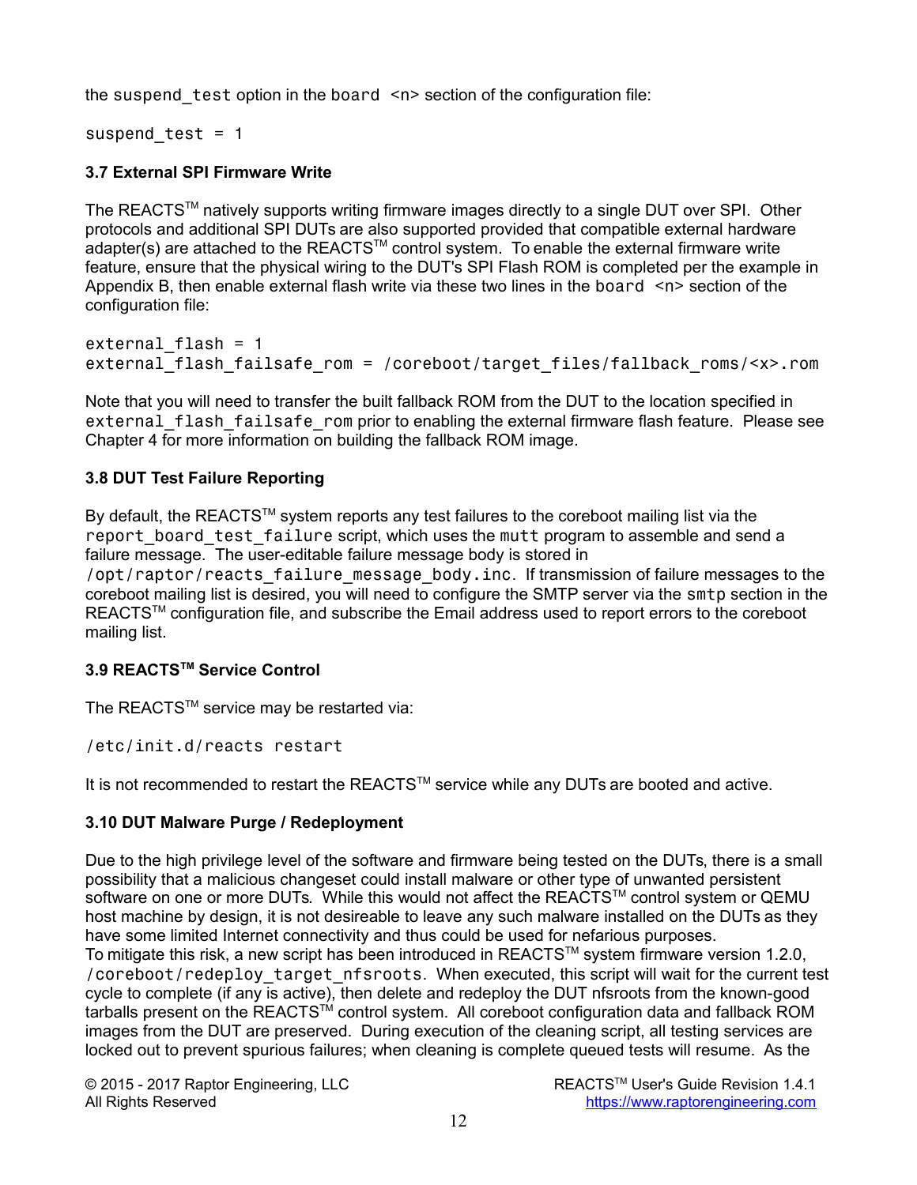the `suspend_test` option in the `board <n>` section of the configuration file:

```
suspend_test = 1
```

### 3.7 External SPI Firmware Write

The REACTS™ natively supports writing firmware images directly to a single DUT over SPI. Other protocols and additional SPI DUTs are also supported provided that compatible external hardware adapter(s) are attached to the REACTS™ control system. To enable the external firmware write feature, ensure that the physical wiring to the DUT's SPI Flash ROM is completed per the example in Appendix B, then enable external flash write via these two lines in the `board <n>` section of the configuration file:

```
external_flash = 1
external_flash_failsafe_rom = /coreboot/target_files/fallback_roms/<x>.rom
```

Note that you will need to transfer the built fallback ROM from the DUT to the location specified in `external_flash_failsafe_rom` prior to enabling the external firmware flash feature. Please see Chapter 4 for more information on building the fallback ROM image.

### 3.8 DUT Test Failure Reporting

By default, the REACTS™ system reports any test failures to the coreboot mailing list via the `report_board_test_failure` script, which uses the `mutt` program to assemble and send a failure message. The user-editable failure message body is stored in `/opt/raptor/reacts_failure_message_body.inc`. If transmission of failure messages to the coreboot mailing list is desired, you will need to configure the SMTP server via the `smtp` section in the REACTS™ configuration file, and subscribe the Email address used to report errors to the coreboot mailing list.

### 3.9 REACTS™ Service Control

The REACTS™ service may be restarted via:

```
/etc/init.d/reacts restart
```

It is not recommended to restart the REACTS™ service while any DUTs are booted and active.

### 3.10 DUT Malware Purge / Redeployment

Due to the high privilege level of the software and firmware being tested on the DUTs, there is a small possibility that a malicious changeset could install malware or other type of unwanted persistent software on one or more DUTs. While this would not affect the REACTS™ control system or QEMU host machine by design, it is not desireable to leave any such malware installed on the DUTs as they have some limited Internet connectivity and thus could be used for nefarious purposes.
To mitigate this risk, a new script has been introduced in REACTS™ system firmware version 1.2.0, `/coreboot/redeploy_target_nfsroots`. When executed, this script will wait for the current test cycle to complete (if any is active), then delete and redeploy the DUT nfsroots from the known-good tarballs present on the REACTS™ control system. All coreboot configuration data and fallback ROM images from the DUT are preserved. During execution of the cleaning script, all testing services are locked out to prevent spurious failures; when cleaning is complete queued tests will resume. As the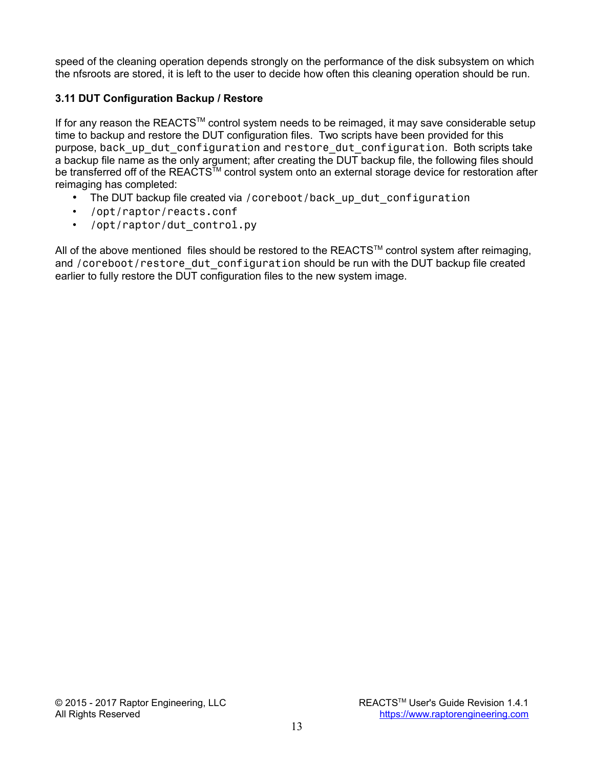speed of the cleaning operation depends strongly on the performance of the disk subsystem on which the nfsroots are stored, it is left to the user to decide how often this cleaning operation should be run.

### 3.11 DUT Configuration Backup / Restore

If for any reason the REACTS™ control system needs to be reimaged, it may save considerable setup time to backup and restore the DUT configuration files. Two scripts have been provided for this purpose, `back_up_dut_configuration` and `restore_dut_configuration`. Both scripts take a backup file name as the only argument; after creating the DUT backup file, the following files should be transferred off of the REACTS™ control system onto an external storage device for restoration after reimaging has completed:

- The DUT backup file created via `/coreboot/back_up_dut_configuration`
- `/opt/raptor/reacts.conf`
- `/opt/raptor/dut_control.py`

All of the above mentioned files should be restored to the REACTS™ control system after reimaging, and `/coreboot/restore_dut_configuration` should be run with the DUT backup file created earlier to fully restore the DUT configuration files to the new system image.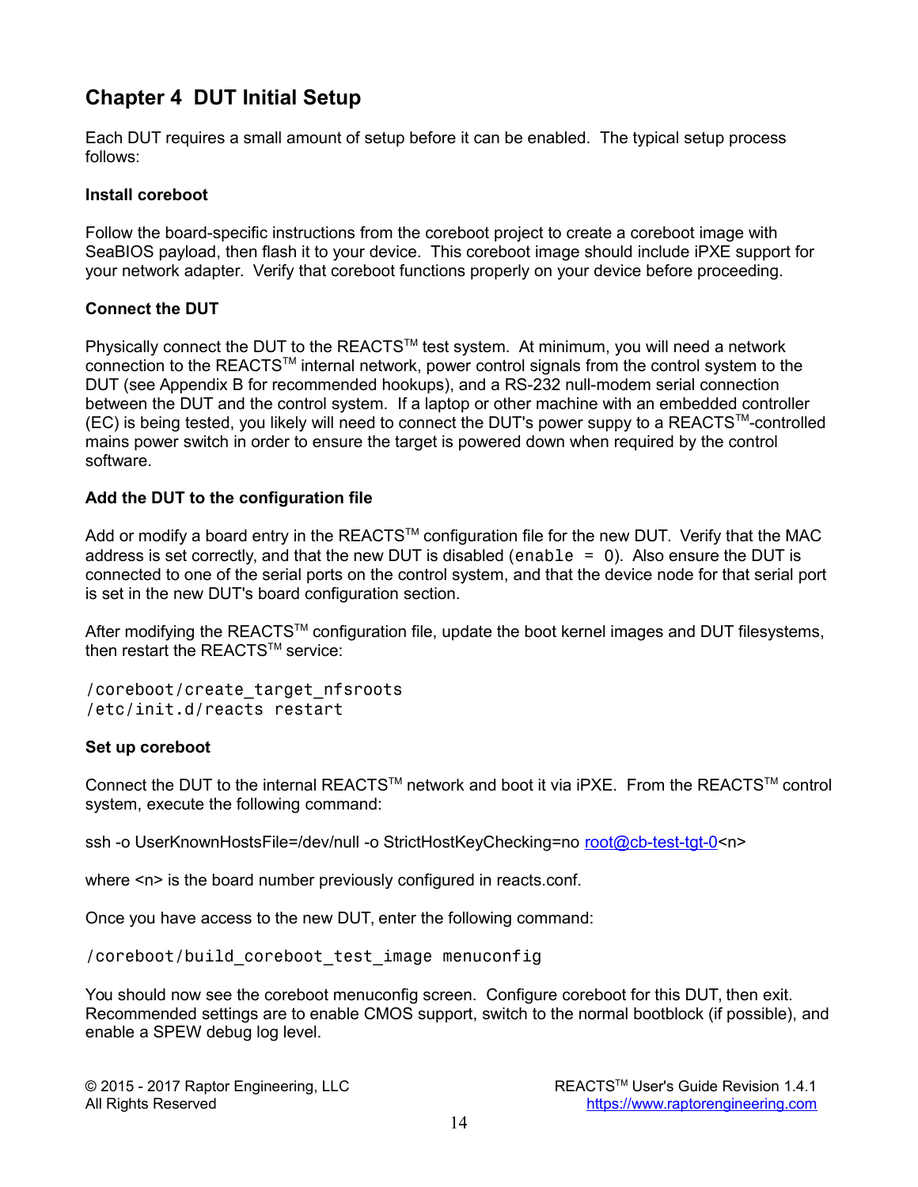# Chapter 4 DUT Initial Setup

Each DUT requires a small amount of setup before it can be enabled. The typical setup process follows:

**Install coreboot**

Follow the board-specific instructions from the coreboot project to create a coreboot image with SeaBIOS payload, then flash it to your device. This coreboot image should include iPXE support for your network adapter. Verify that coreboot functions properly on your device before proceeding.

**Connect the DUT**

Physically connect the DUT to the REACTS™ test system. At minimum, you will need a network connection to the REACTS™ internal network, power control signals from the control system to the DUT (see Appendix B for recommended hookups), and a RS-232 null-modem serial connection between the DUT and the control system. If a laptop or other machine with an embedded controller (EC) is being tested, you likely will need to connect the DUT's power suppy to a REACTS™-controlled mains power switch in order to ensure the target is powered down when required by the control software.

**Add the DUT to the configuration file**

Add or modify a board entry in the REACTS™ configuration file for the new DUT. Verify that the MAC address is set correctly, and that the new DUT is disabled (`enable = 0`). Also ensure the DUT is connected to one of the serial ports on the control system, and that the device node for that serial port is set in the new DUT's board configuration section.

After modifying the REACTS™ configuration file, update the boot kernel images and DUT filesystems, then restart the REACTS™ service:

```
/coreboot/create_target_nfsroots
/etc/init.d/reacts restart
```

**Set up coreboot**

Connect the DUT to the internal REACTS™ network and boot it via iPXE. From the REACTS™ control system, execute the following command:

ssh -o UserKnownHostsFile=/dev/null -o StrictHostKeyChecking=no root@cb-test-tgt-0<n>

where <n> is the board number previously configured in reacts.conf.

Once you have access to the new DUT, enter the following command:

```
/coreboot/build_coreboot_test_image menuconfig
```

You should now see the coreboot menuconfig screen. Configure coreboot for this DUT, then exit. Recommended settings are to enable CMOS support, switch to the normal bootblock (if possible), and enable a SPEW debug log level.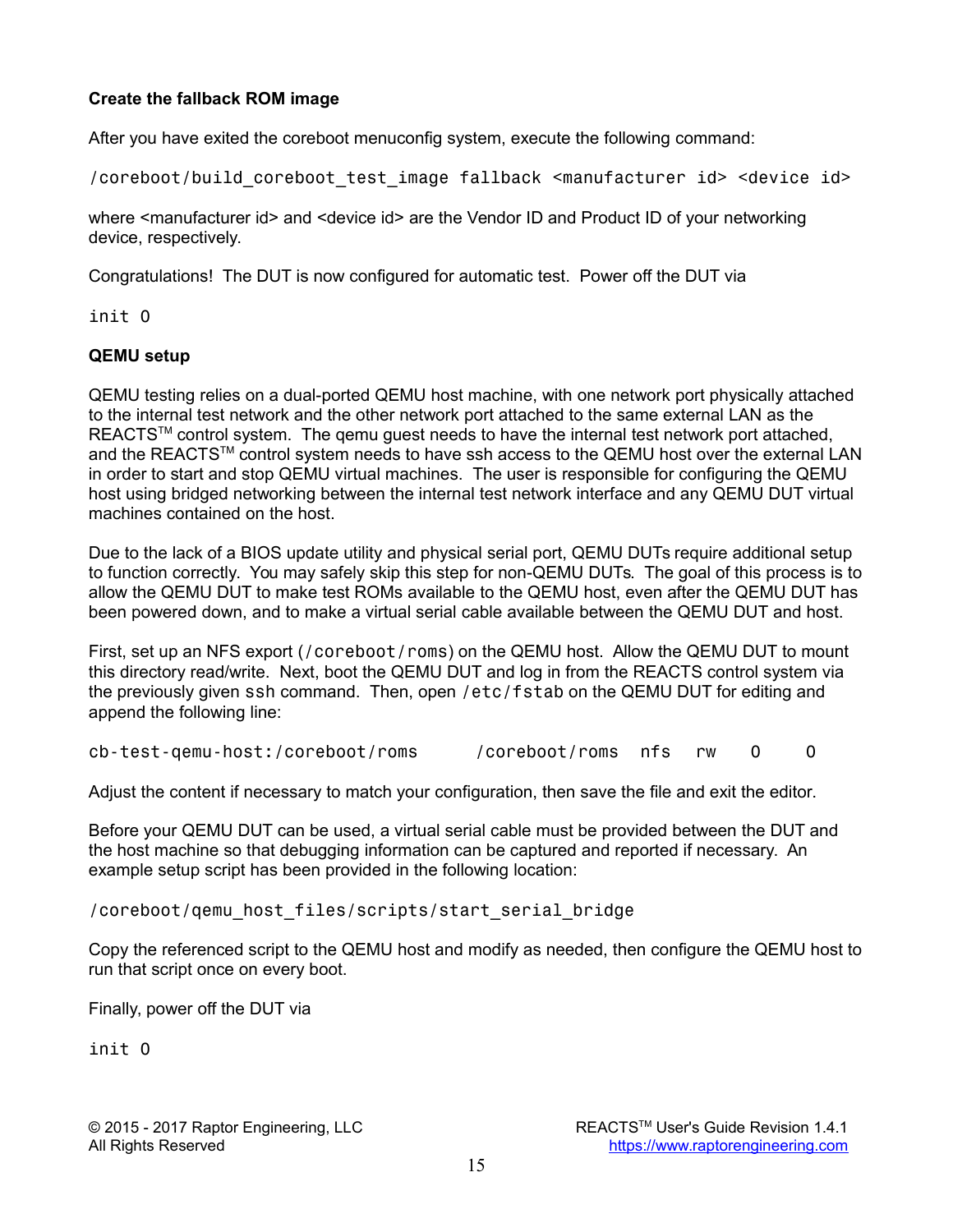### Create the fallback ROM image

After you have exited the coreboot menuconfig system, execute the following command:

```
/coreboot/build_coreboot_test_image fallback <manufacturer id> <device id>
```

where <manufacturer id> and <device id> are the Vendor ID and Product ID of your networking device, respectively.

Congratulations! The DUT is now configured for automatic test. Power off the DUT via

```
init 0
```

### QEMU setup

QEMU testing relies on a dual-ported QEMU host machine, with one network port physically attached to the internal test network and the other network port attached to the same external LAN as the REACTS™ control system. The qemu guest needs to have the internal test network port attached, and the REACTS™ control system needs to have ssh access to the QEMU host over the external LAN in order to start and stop QEMU virtual machines. The user is responsible for configuring the QEMU host using bridged networking between the internal test network interface and any QEMU DUT virtual machines contained on the host.

Due to the lack of a BIOS update utility and physical serial port, QEMU DUTs require additional setup to function correctly. You may safely skip this step for non-QEMU DUTs. The goal of this process is to allow the QEMU DUT to make test ROMs available to the QEMU host, even after the QEMU DUT has been powered down, and to make a virtual serial cable available between the QEMU DUT and host.

First, set up an NFS export (`/coreboot/roms`) on the QEMU host. Allow the QEMU DUT to mount this directory read/write. Next, boot the QEMU DUT and log in from the REACTS control system via the previously given `ssh` command. Then, open `/etc/fstab` on the QEMU DUT for editing and append the following line:

```
cb-test-qemu-host:/coreboot/roms     /coreboot/roms   nfs   rw    0     0
```

Adjust the content if necessary to match your configuration, then save the file and exit the editor.

Before your QEMU DUT can be used, a virtual serial cable must be provided between the DUT and the host machine so that debugging information can be captured and reported if necessary. An example setup script has been provided in the following location:

```
/coreboot/qemu_host_files/scripts/start_serial_bridge
```

Copy the referenced script to the QEMU host and modify as needed, then configure the QEMU host to run that script once on every boot.

Finally, power off the DUT via

```
init 0
```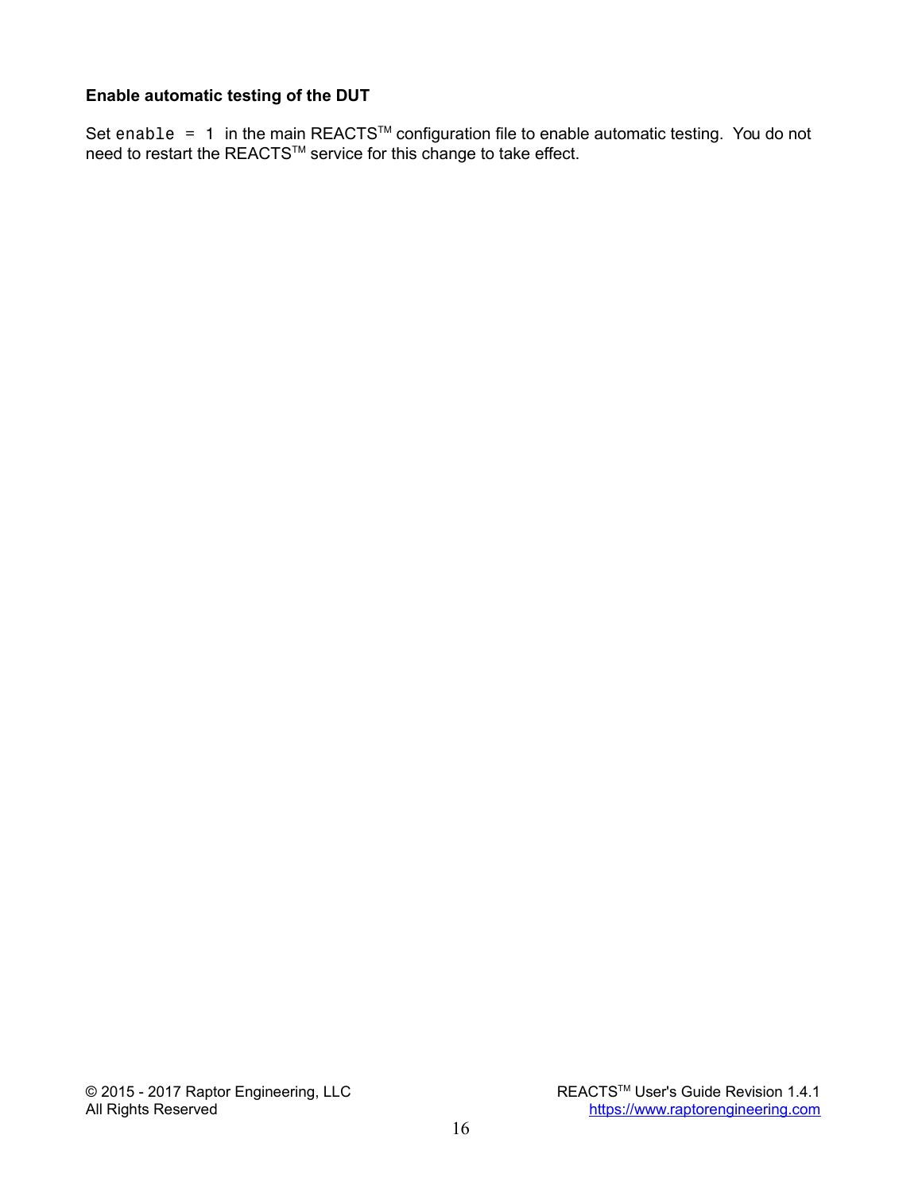**Enable automatic testing of the DUT**

Set `enable = 1` in the main REACTS™ configuration file to enable automatic testing. You do not need to restart the REACTS™ service for this change to take effect.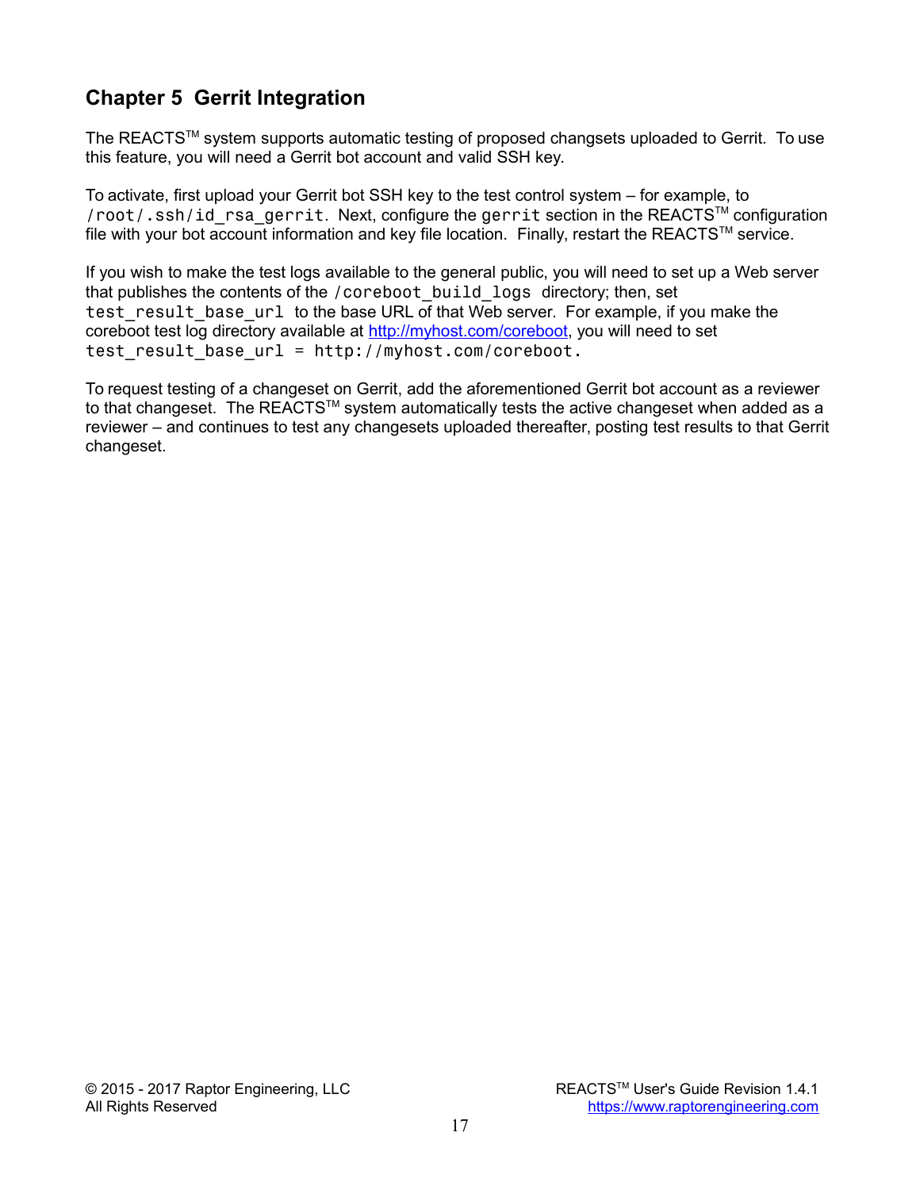# Chapter 5 Gerrit Integration

The REACTS™ system supports automatic testing of proposed changsets uploaded to Gerrit. To use this feature, you will need a Gerrit bot account and valid SSH key.

To activate, first upload your Gerrit bot SSH key to the test control system – for example, to `/root/.ssh/id_rsa_gerrit`. Next, configure the `gerrit` section in the REACTS™ configuration file with your bot account information and key file location. Finally, restart the REACTS™ service.

If you wish to make the test logs available to the general public, you will need to set up a Web server that publishes the contents of the `/coreboot_build_logs` directory; then, set `test_result_base_url` to the base URL of that Web server. For example, if you make the coreboot test log directory available at http://myhost.com/coreboot, you will need to set `test_result_base_url = http://myhost.com/coreboot.`

To request testing of a changeset on Gerrit, add the aforementioned Gerrit bot account as a reviewer to that changeset. The REACTS™ system automatically tests the active changeset when added as a reviewer – and continues to test any changesets uploaded thereafter, posting test results to that Gerrit changeset.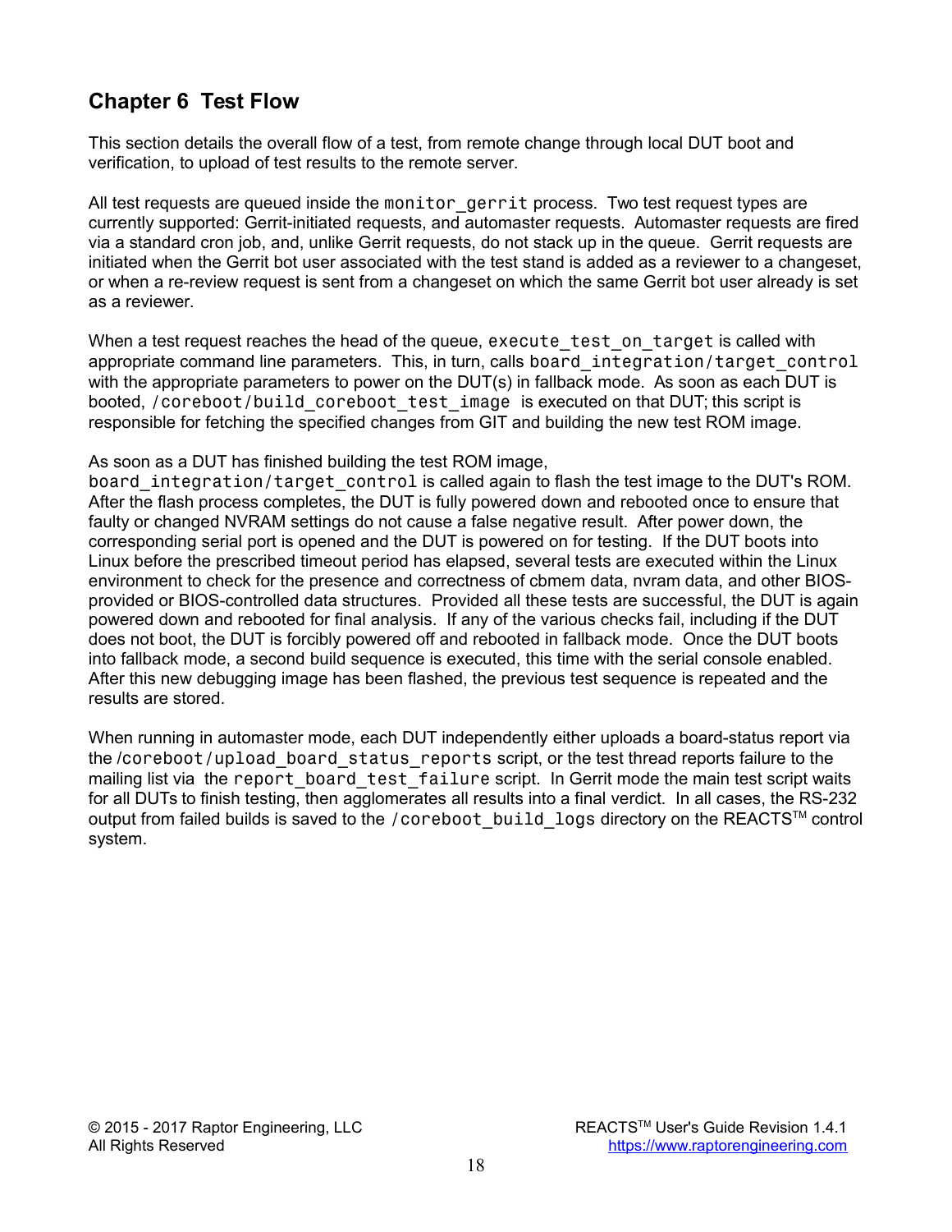# Chapter 6 Test Flow

This section details the overall flow of a test, from remote change through local DUT boot and verification, to upload of test results to the remote server.

All test requests are queued inside the `monitor_gerrit` process. Two test request types are currently supported: Gerrit-initiated requests, and automaster requests. Automaster requests are fired via a standard cron job, and, unlike Gerrit requests, do not stack up in the queue. Gerrit requests are initiated when the Gerrit bot user associated with the test stand is added as a reviewer to a changeset, or when a re-review request is sent from a changeset on which the same Gerrit bot user already is set as a reviewer.

When a test request reaches the head of the queue, `execute_test_on_target` is called with appropriate command line parameters. This, in turn, calls `board_integration/target_control` with the appropriate parameters to power on the DUT(s) in fallback mode. As soon as each DUT is booted, `/coreboot/build_coreboot_test_image` is executed on that DUT; this script is responsible for fetching the specified changes from GIT and building the new test ROM image.

As soon as a DUT has finished building the test ROM image, `board_integration/target_control` is called again to flash the test image to the DUT's ROM. After the flash process completes, the DUT is fully powered down and rebooted once to ensure that faulty or changed NVRAM settings do not cause a false negative result. After power down, the corresponding serial port is opened and the DUT is powered on for testing. If the DUT boots into Linux before the prescribed timeout period has elapsed, several tests are executed within the Linux environment to check for the presence and correctness of cbmem data, nvram data, and other BIOS-provided or BIOS-controlled data structures. Provided all these tests are successful, the DUT is again powered down and rebooted for final analysis. If any of the various checks fail, including if the DUT does not boot, the DUT is forcibly powered off and rebooted in fallback mode. Once the DUT boots into fallback mode, a second build sequence is executed, this time with the serial console enabled. After this new debugging image has been flashed, the previous test sequence is repeated and the results are stored.

When running in automaster mode, each DUT independently either uploads a board-status report via the `/coreboot/upload_board_status_reports` script, or the test thread reports failure to the mailing list via the `report_board_test_failure` script. In Gerrit mode the main test script waits for all DUTs to finish testing, then agglomerates all results into a final verdict. In all cases, the RS-232 output from failed builds is saved to the `/coreboot_build_logs` directory on the REACTS™ control system.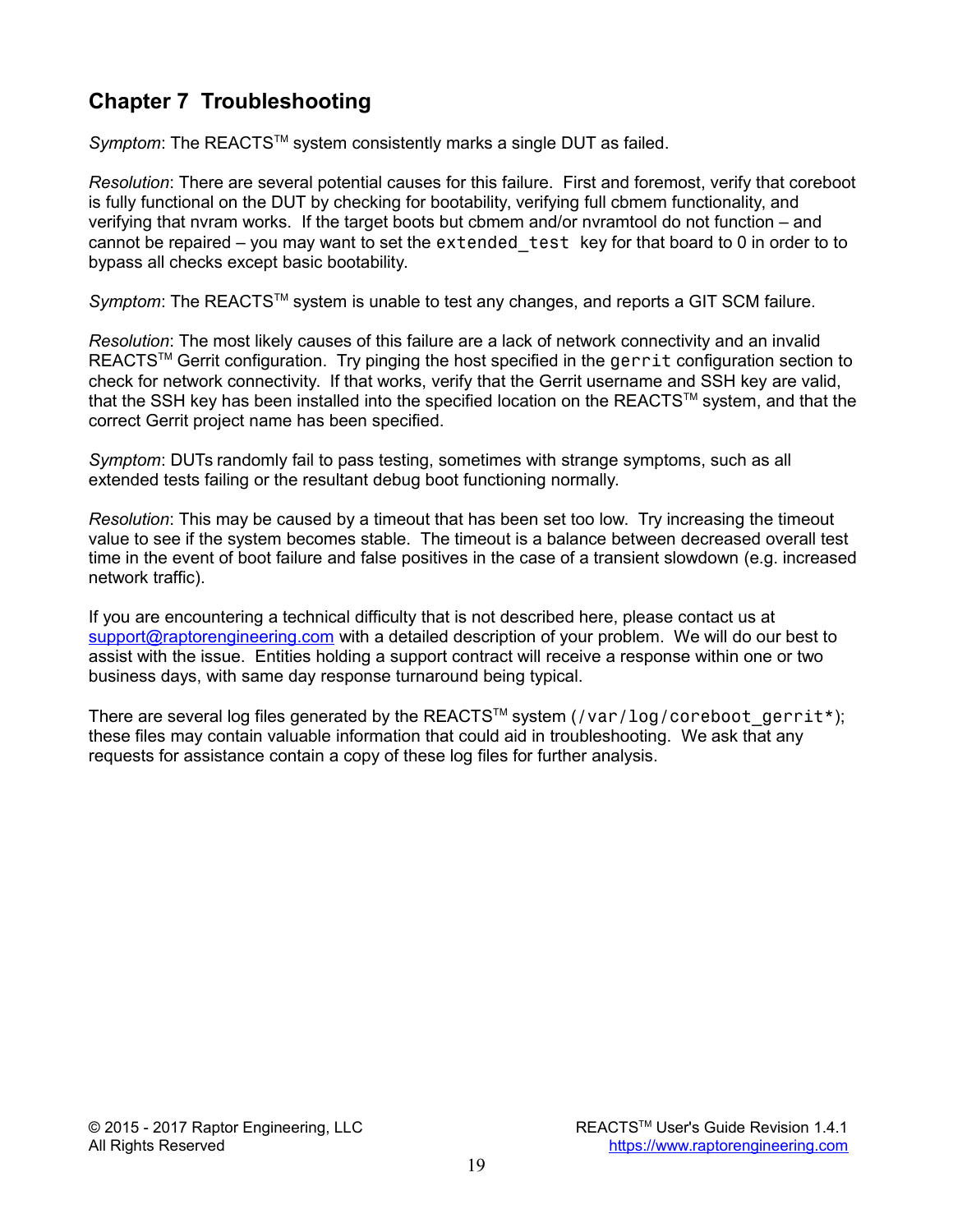## Chapter 7 Troubleshooting

*Symptom*: The REACTS™ system consistently marks a single DUT as failed.

*Resolution*: There are several potential causes for this failure. First and foremost, verify that coreboot is fully functional on the DUT by checking for bootability, verifying full cbmem functionality, and verifying that nvram works. If the target boots but cbmem and/or nvramtool do not function – and cannot be repaired – you may want to set the `extended_test` key for that board to 0 in order to to bypass all checks except basic bootability.

*Symptom*: The REACTS™ system is unable to test any changes, and reports a GIT SCM failure.

*Resolution*: The most likely causes of this failure are a lack of network connectivity and an invalid REACTS™ Gerrit configuration. Try pinging the host specified in the `gerrit` configuration section to check for network connectivity. If that works, verify that the Gerrit username and SSH key are valid, that the SSH key has been installed into the specified location on the REACTS™ system, and that the correct Gerrit project name has been specified.

*Symptom*: DUTs randomly fail to pass testing, sometimes with strange symptoms, such as all extended tests failing or the resultant debug boot functioning normally.

*Resolution*: This may be caused by a timeout that has been set too low. Try increasing the timeout value to see if the system becomes stable. The timeout is a balance between decreased overall test time in the event of boot failure and false positives in the case of a transient slowdown (e.g. increased network traffic).

If you are encountering a technical difficulty that is not described here, please contact us at support@raptorengineering.com with a detailed description of your problem. We will do our best to assist with the issue. Entities holding a support contract will receive a response within one or two business days, with same day response turnaround being typical.

There are several log files generated by the REACTS™ system (`/var/log/coreboot_gerrit*`); these files may contain valuable information that could aid in troubleshooting. We ask that any requests for assistance contain a copy of these log files for further analysis.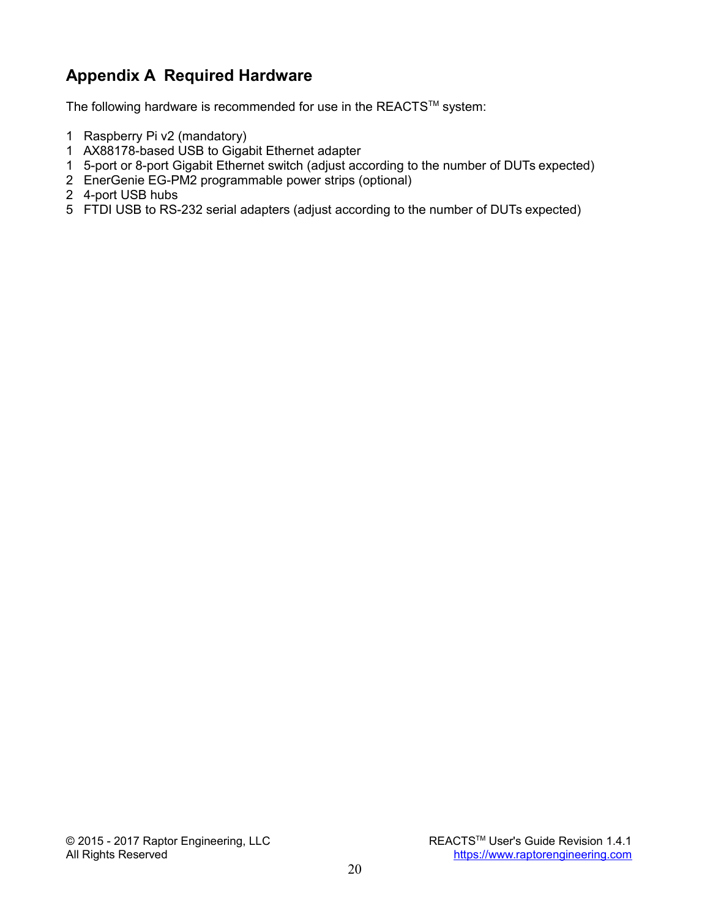# Appendix A  Required Hardware

The following hardware is recommended for use in the REACTS™ system:

1   Raspberry Pi v2 (mandatory)
1   AX88178-based USB to Gigabit Ethernet adapter
1   5-port or 8-port Gigabit Ethernet switch (adjust according to the number of DUTs expected)
2   EnerGenie EG-PM2 programmable power strips (optional)
2   4-port USB hubs
5   FTDI USB to RS-232 serial adapters (adjust according to the number of DUTs expected)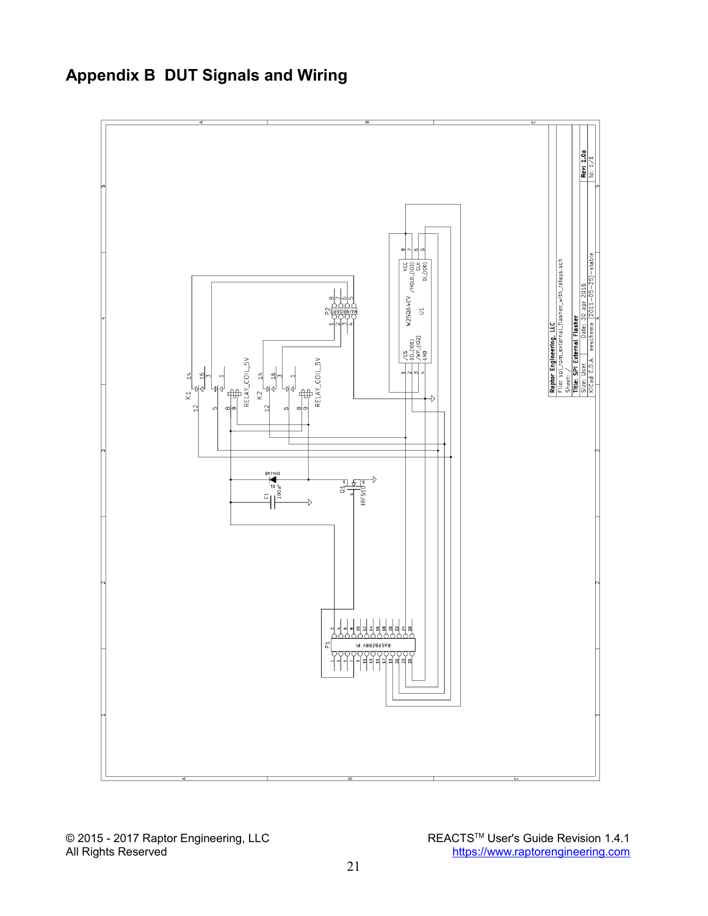# Appendix B DUT Signals and Wiring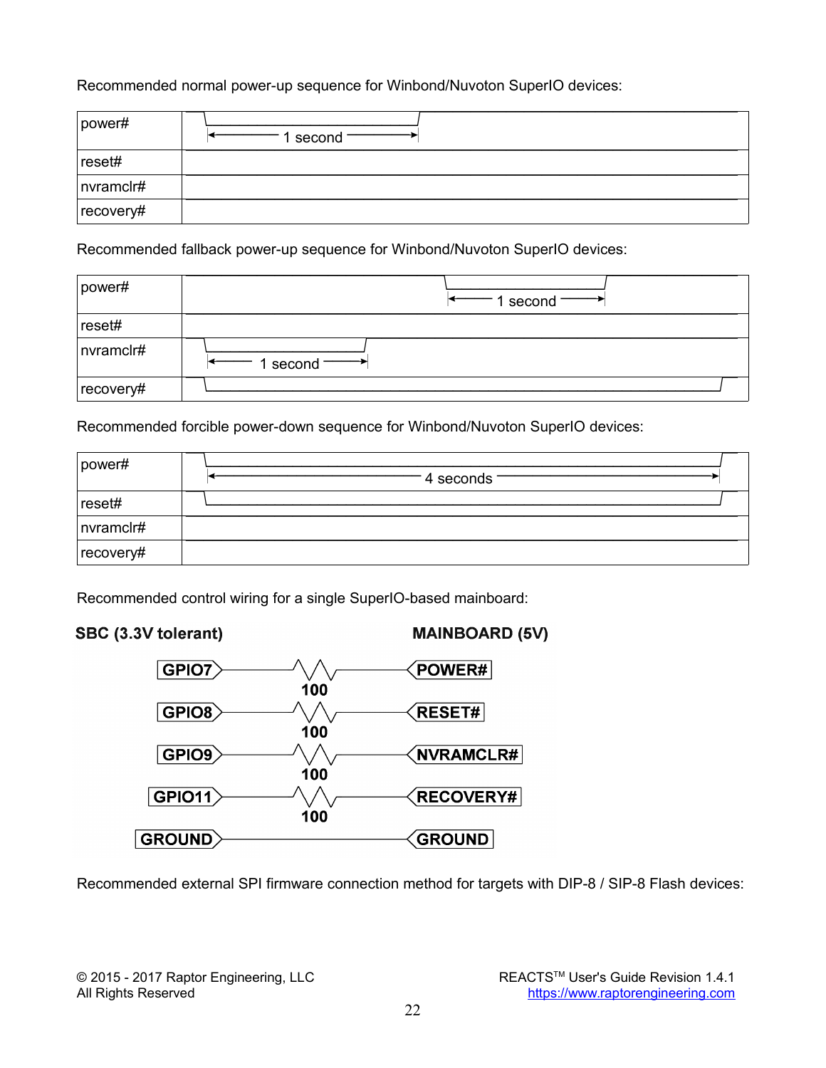Recommended normal power-up sequence for Winbond/Nuvoton SuperIO devices:

power#

1 second

reset#

nvramclr#

recovery#

Recommended fallback power-up sequence for Winbond/Nuvoton SuperIO devices:

power#

1 second

reset#

nvramclr#

1 second

recovery#

Recommended forcible power-down sequence for Winbond/Nuvoton SuperIO devices:

power#

4 seconds

reset#

nvramclr#

recovery#

Recommended control wiring for a single SuperIO-based mainboard:

SBC (3.3V tolerant)

MAINBOARD (5V)

GPIO7

100

POWER#

GPIO8

100

RESET#

GPIO9

100

NVRAMCLR#

GPIO11

100

RECOVERY#

GROUND

GROUND

Recommended external SPI firmware connection method for targets with DIP-8 / SIP-8 Flash devices: